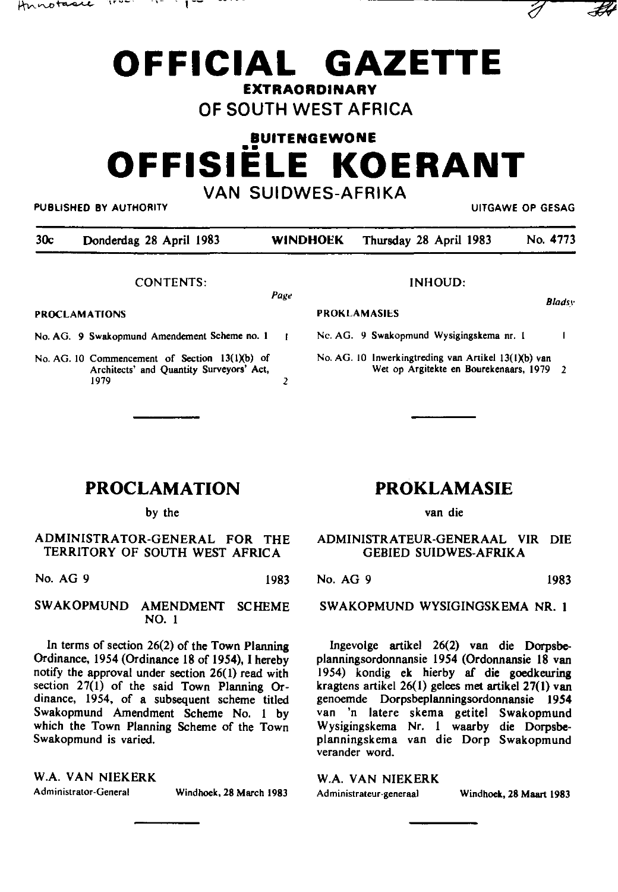# OFFICIAL GAZETTE

**EXTRAORDINARY**

## OF SOUTH WEST AFRICA

**BUITENGEWONE**

# OFFISIËLE KOERANT

## VAN SUIDWES-AFRIKA

PUBLISHED BY AUTHORITY — UITGAWE OP GESAG

| 30c | Donderdag 28 April 1983 | WINDHOEK | Thursday 28 April 1983 | No. 4773 |
|---|---|---|---|---|

### CONTENTS:

| PROCLAMATIONS | Page |
|---|---|
| No. AG. 9 Swakopmund Amendement Scheme no. 1 | 1 |
| No. AG. 10 Commencement of Section 13(1)(b) of Architects' and Quantity Surveyors' Act, 1979 | 2 |

### INHOUD:

| PROKLAMASIES | Bladsy |
|---|---|
| No. AG. 9 Swakopmund Wysigingskema nr. 1 | 1 |
| No. AG. 10 Inwerkingtreding van Artikel 13(1)(b) van Wet op Argitekte en Bourekenaars, 1979 | 2 |

## PROCLAMATION

by the

### ADMINISTRATOR-GENERAL FOR THE TERRITORY OF SOUTH WEST AFRICA

No. AG 9 — 1983

### SWAKOPMUND AMENDMENT SCHEME NO. 1

In terms of section 26(2) of the Town Planning Ordinance, 1954 (Ordinance 18 of 1954), I hereby notify the approval under section 26(1) read with section 27(1) of the said Town Planning Ordinance, 1954, of a subsequent scheme titled Swakopmund Amendment Scheme No. 1 by which the Town Planning Scheme of the Town Swakopmund is varied.

W.A. VAN NIEKERK
Administrator-General — Windhoek, 28 March 1983

## PROKLAMASIE

van die

### ADMINISTRATEUR-GENERAAL VIR DIE GEBIED SUIDWES-AFRIKA

No. AG 9 — 1983

### SWAKOPMUND WYSIGINGSKEMA NR. 1

Ingevolge artikel 26(2) van die Dorpsbeplanningsordonnansie 1954 (Ordonnansie 18 van 1954) kondig ek hierby af die goedkeuring kragtens artikel 26(1) gelees met artikel 27(1) van genoemde Dorpsbeplanningsordonnansie 1954 van 'n latere skema getitel Swakopmund Wysigingskema Nr. 1 waarby die Dorpsbeplanningskema van die Dorp Swakopmund verander word.

W.A. VAN NIEKERK
Administrateur-generaal — Windhoek, 28 Maart 1983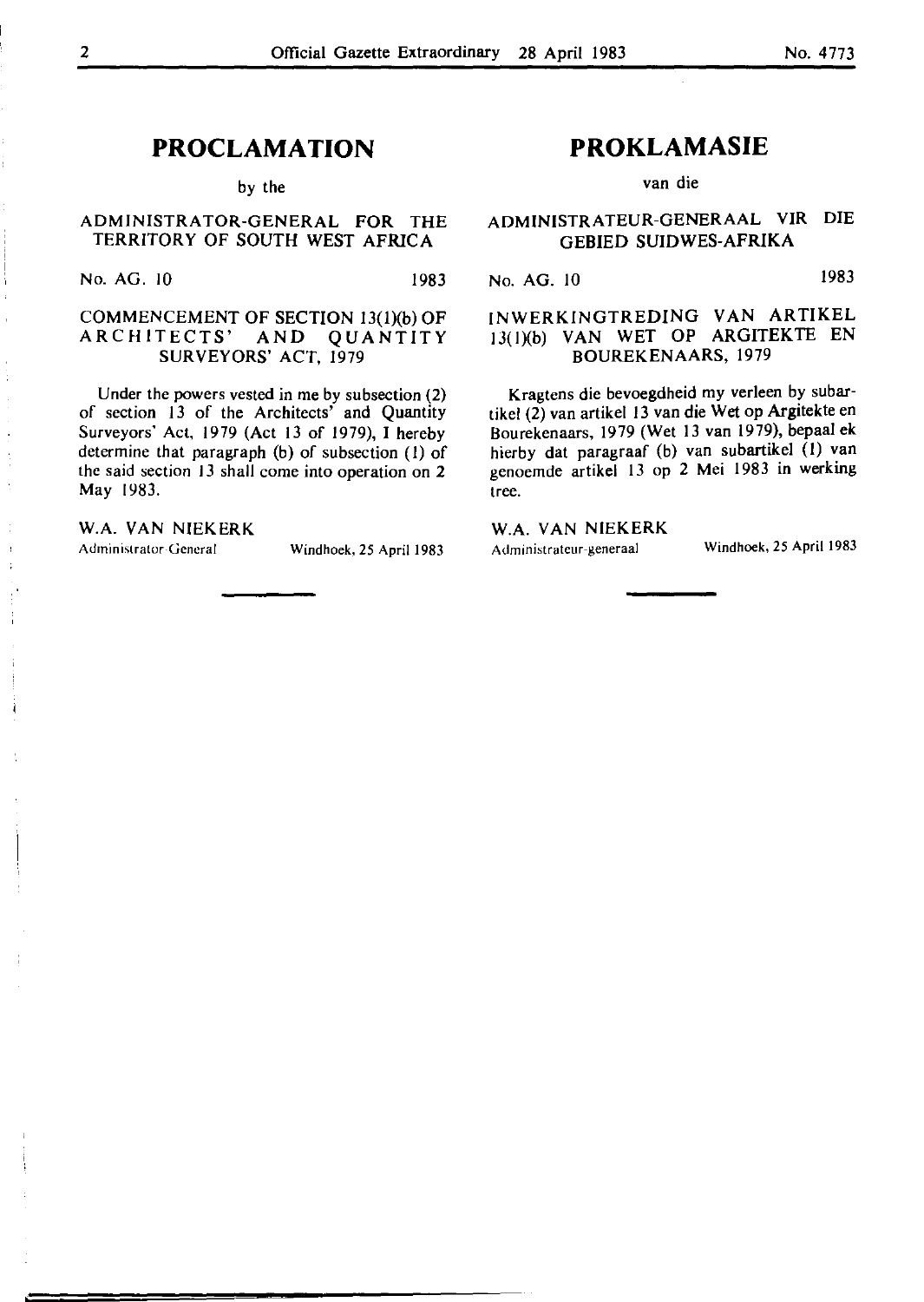# PROCLAMATION

by the

## ADMINISTRATOR-GENERAL FOR THE TERRITORY OF SOUTH WEST AFRICA

No. AG. 10 1983

## COMMENCEMENT OF SECTION 13(1)(b) OF ARCHITECTS' AND QUANTITY SURVEYORS' ACT, 1979

Under the powers vested in me by subsection (2) of section 13 of the Architects' and Quantity Surveyors' Act, 1979 (Act 13 of 1979), I hereby determine that paragraph (b) of subsection (1) of the said section 13 shall come into operation on 2 May 1983.

W.A. VAN NIEKERK

Administrator-General Windhoek, 25 April 1983

# PROKLAMASIE

van die

## ADMINISTRATEUR-GENERAAL VIR DIE GEBIED SUIDWES-AFRIKA

No. AG. 10 1983

## INWERKINGTREDING VAN ARTIKEL 13(1)(b) VAN WET OP ARGITEKTE EN BOUREKENAARS, 1979

Kragtens die bevoegdheid my verleen by subartikel (2) van artikel 13 van die Wet op Argitekte en Bourekenaars, 1979 (Wet 13 van 1979), bepaal ek hierby dat paragraaf (b) van subartikel (1) van genoemde artikel 13 op 2 Mei 1983 in werking tree.

W.A. VAN NIEKERK

Administrateur-generaal Windhoek, 25 April 1983